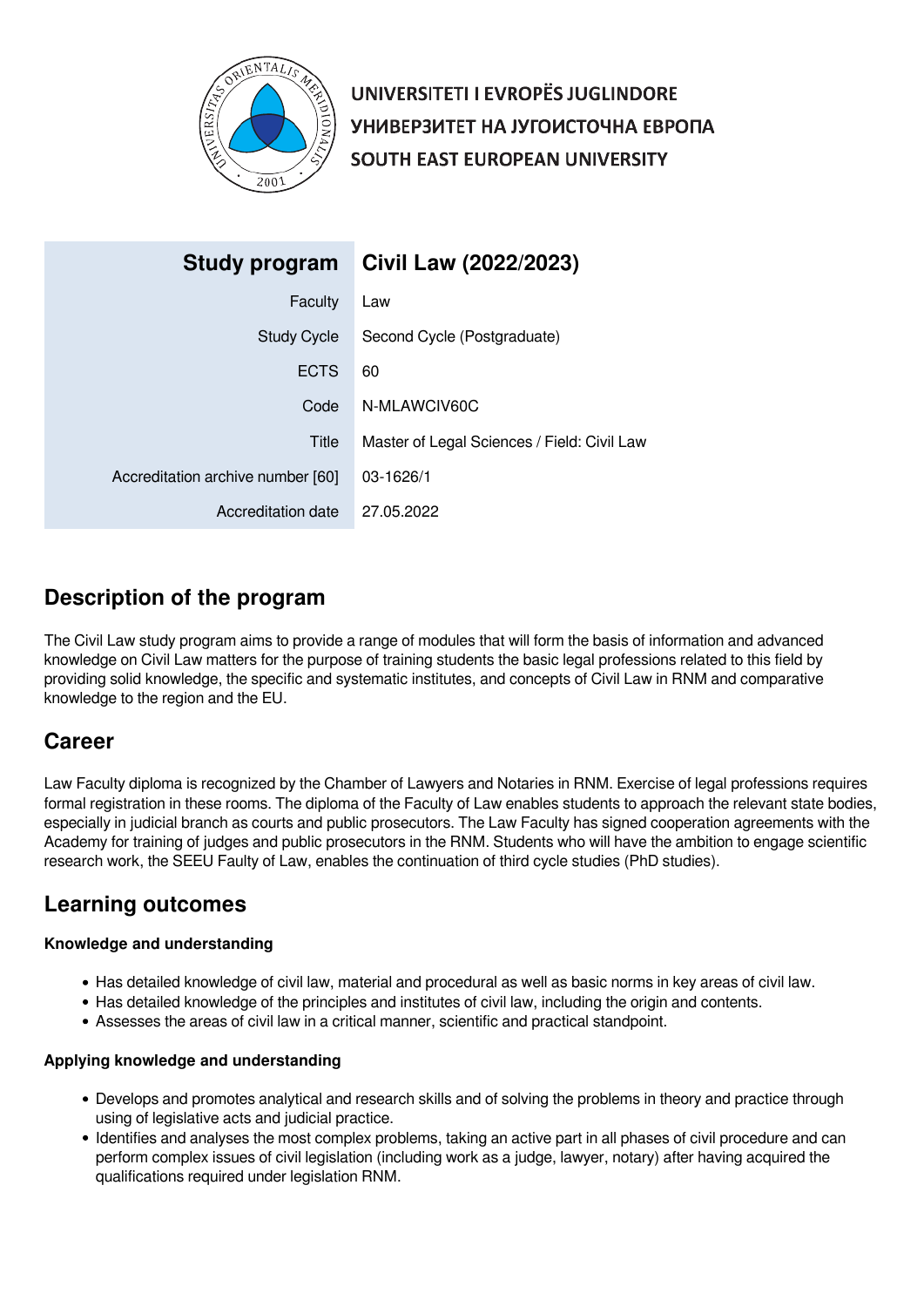UNIVERSITETI I EVROPËS JUGLINDORE
УНИВЕРЗИТЕТ НА ЈУГОИСТОЧНА ЕВРОПА
SOUTH EAST EUROPEAN UNIVERSITY

| Study program | Civil Law (2022/2023) |
| --- | --- |
| Faculty | Law |
| Study Cycle | Second Cycle (Postgraduate) |
| ECTS | 60 |
| Code | N-MLAWCIV60C |
| Title | Master of Legal Sciences / Field: Civil Law |
| Accreditation archive number [60] | 03-1626/1 |
| Accreditation date | 27.05.2022 |

## Description of the program

The Civil Law study program aims to provide a range of modules that will form the basis of information and advanced knowledge on Civil Law matters for the purpose of training students the basic legal professions related to this field by providing solid knowledge, the specific and systematic institutes, and concepts of Civil Law in RNM and comparative knowledge to the region and the EU.

## Career

Law Faculty diploma is recognized by the Chamber of Lawyers and Notaries in RNM. Exercise of legal professions requires formal registration in these rooms. The diploma of the Faculty of Law enables students to approach the relevant state bodies, especially in judicial branch as courts and public prosecutors. The Law Faculty has signed cooperation agreements with the Academy for training of judges and public prosecutors in the RNM. Students who will have the ambition to engage scientific research work, the SEEU Faulty of Law, enables the continuation of third cycle studies (PhD studies).

## Learning outcomes

#### Knowledge and understanding

- Has detailed knowledge of civil law, material and procedural as well as basic norms in key areas of civil law.
- Has detailed knowledge of the principles and institutes of civil law, including the origin and contents.
- Assesses the areas of civil law in a critical manner, scientific and practical standpoint.

#### Applying knowledge and understanding

- Develops and promotes analytical and research skills and of solving the problems in theory and practice through using of legislative acts and judicial practice.
- Identifies and analyses the most complex problems, taking an active part in all phases of civil procedure and can perform complex issues of civil legislation (including work as a judge, lawyer, notary) after having acquired the qualifications required under legislation RNM.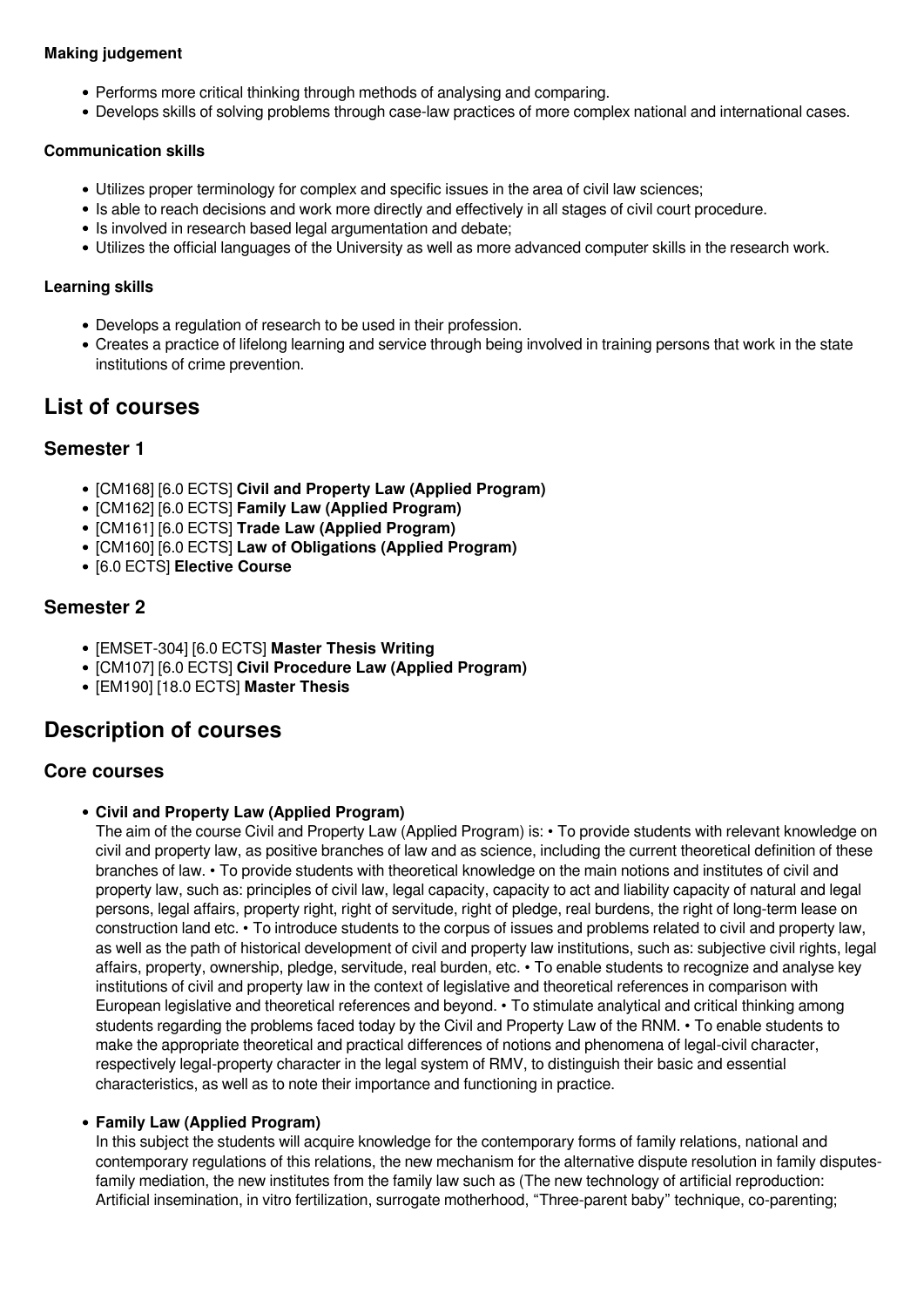**Making judgement**

- Performs more critical thinking through methods of analysing and comparing.
- Develops skills of solving problems through case-law practices of more complex national and international cases.

**Communication skills**

- Utilizes proper terminology for complex and specific issues in the area of civil law sciences;
- Is able to reach decisions and work more directly and effectively in all stages of civil court procedure.
- Is involved in research based legal argumentation and debate;
- Utilizes the official languages of the University as well as more advanced computer skills in the research work.

**Learning skills**

- Develops a regulation of research to be used in their profession.
- Creates a practice of lifelong learning and service through being involved in training persons that work in the state institutions of crime prevention.

## List of courses

### Semester 1

- [CM168] [6.0 ECTS] **Civil and Property Law (Applied Program)**
- [CM162] [6.0 ECTS] **Family Law (Applied Program)**
- [CM161] [6.0 ECTS] **Trade Law (Applied Program)**
- [CM160] [6.0 ECTS] **Law of Obligations (Applied Program)**
- [6.0 ECTS] **Elective Course**

### Semester 2

- [EMSET-304] [6.0 ECTS] **Master Thesis Writing**
- [CM107] [6.0 ECTS] **Civil Procedure Law (Applied Program)**
- [EM190] [18.0 ECTS] **Master Thesis**

## Description of courses

### Core courses

- **Civil and Property Law (Applied Program)**
  The aim of the course Civil and Property Law (Applied Program) is: • To provide students with relevant knowledge on civil and property law, as positive branches of law and as science, including the current theoretical definition of these branches of law. • To provide students with theoretical knowledge on the main notions and institutes of civil and property law, such as: principles of civil law, legal capacity, capacity to act and liability capacity of natural and legal persons, legal affairs, property right, right of servitude, right of pledge, real burdens, the right of long-term lease on construction land etc. • To introduce students to the corpus of issues and problems related to civil and property law, as well as the path of historical development of civil and property law institutions, such as: subjective civil rights, legal affairs, property, ownership, pledge, servitude, real burden, etc. • To enable students to recognize and analyse key institutions of civil and property law in the context of legislative and theoretical references in comparison with European legislative and theoretical references and beyond. • To stimulate analytical and critical thinking among students regarding the problems faced today by the Civil and Property Law of the RNM. • To enable students to make the appropriate theoretical and practical differences of notions and phenomena of legal-civil character, respectively legal-property character in the legal system of RMV, to distinguish their basic and essential characteristics, as well as to note their importance and functioning in practice.

- **Family Law (Applied Program)**
  In this subject the students will acquire knowledge for the contemporary forms of family relations, national and contemporary regulations of this relations, the new mechanism for the alternative dispute resolution in family disputes-family mediation, the new institutes from the family law such as (The new technology of artificial reproduction: Artificial insemination, in vitro fertilization, surrogate motherhood, "Three-parent baby" technique, co-parenting;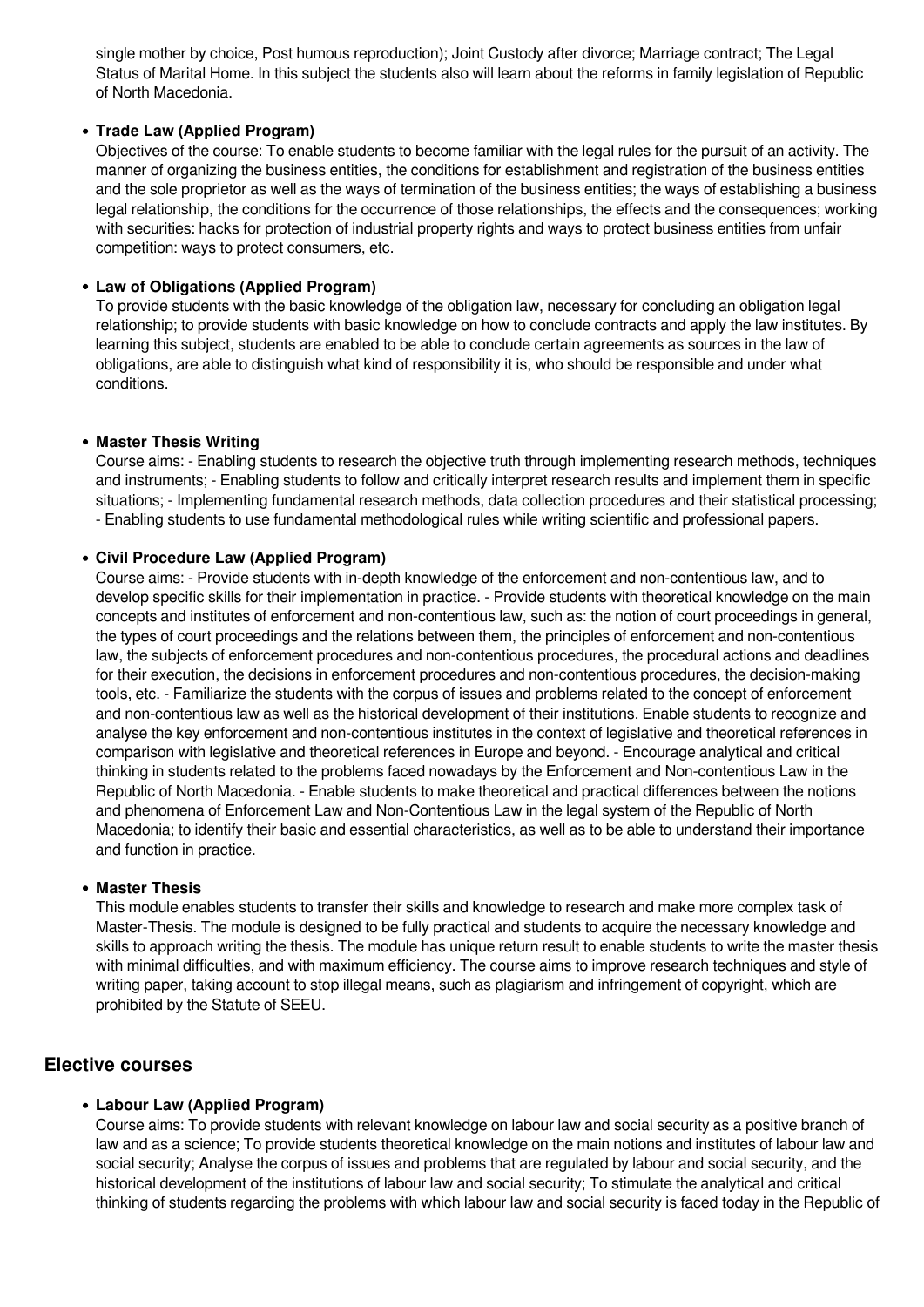single mother by choice, Post humous reproduction); Joint Custody after divorce; Marriage contract; The Legal Status of Marital Home. In this subject the students also will learn about the reforms in family legislation of Republic of North Macedonia.

- **Trade Law (Applied Program)**
  Objectives of the course: To enable students to become familiar with the legal rules for the pursuit of an activity. The manner of organizing the business entities, the conditions for establishment and registration of the business entities and the sole proprietor as well as the ways of termination of the business entities; the ways of establishing a business legal relationship, the conditions for the occurrence of those relationships, the effects and the consequences; working with securities: hacks for protection of industrial property rights and ways to protect business entities from unfair competition: ways to protect consumers, etc.

- **Law of Obligations (Applied Program)**
  To provide students with the basic knowledge of the obligation law, necessary for concluding an obligation legal relationship; to provide students with basic knowledge on how to conclude contracts and apply the law institutes. By learning this subject, students are enabled to be able to conclude certain agreements as sources in the law of obligations, are able to distinguish what kind of responsibility it is, who should be responsible and under what conditions.

- **Master Thesis Writing**
  Course aims: - Enabling students to research the objective truth through implementing research methods, techniques and instruments; - Enabling students to follow and critically interpret research results and implement them in specific situations; - Implementing fundamental research methods, data collection procedures and their statistical processing; - Enabling students to use fundamental methodological rules while writing scientific and professional papers.

- **Civil Procedure Law (Applied Program)**
  Course aims: - Provide students with in-depth knowledge of the enforcement and non-contentious law, and to develop specific skills for their implementation in practice. - Provide students with theoretical knowledge on the main concepts and institutes of enforcement and non-contentious law, such as: the notion of court proceedings in general, the types of court proceedings and the relations between them, the principles of enforcement and non-contentious law, the subjects of enforcement procedures and non-contentious procedures, the procedural actions and deadlines for their execution, the decisions in enforcement procedures and non-contentious procedures, the decision-making tools, etc. - Familiarize the students with the corpus of issues and problems related to the concept of enforcement and non-contentious law as well as the historical development of their institutions. Enable students to recognize and analyse the key enforcement and non-contentious institutes in the context of legislative and theoretical references in comparison with legislative and theoretical references in Europe and beyond. - Encourage analytical and critical thinking in students related to the problems faced nowadays by the Enforcement and Non-contentious Law in the Republic of North Macedonia. - Enable students to make theoretical and practical differences between the notions and phenomena of Enforcement Law and Non-Contentious Law in the legal system of the Republic of North Macedonia; to identify their basic and essential characteristics, as well as to be able to understand their importance and function in practice.

- **Master Thesis**
  This module enables students to transfer their skills and knowledge to research and make more complex task of Master-Thesis. The module is designed to be fully practical and students to acquire the necessary knowledge and skills to approach writing the thesis. The module has unique return result to enable students to write the master thesis with minimal difficulties, and with maximum efficiency. The course aims to improve research techniques and style of writing paper, taking account to stop illegal means, such as plagiarism and infringement of copyright, which are prohibited by the Statute of SEEU.

## Elective courses

- **Labour Law (Applied Program)**
  Course aims: To provide students with relevant knowledge on labour law and social security as a positive branch of law and as a science; To provide students theoretical knowledge on the main notions and institutes of labour law and social security; Analyse the corpus of issues and problems that are regulated by labour and social security, and the historical development of the institutions of labour law and social security; To stimulate the analytical and critical thinking of students regarding the problems with which labour law and social security is faced today in the Republic of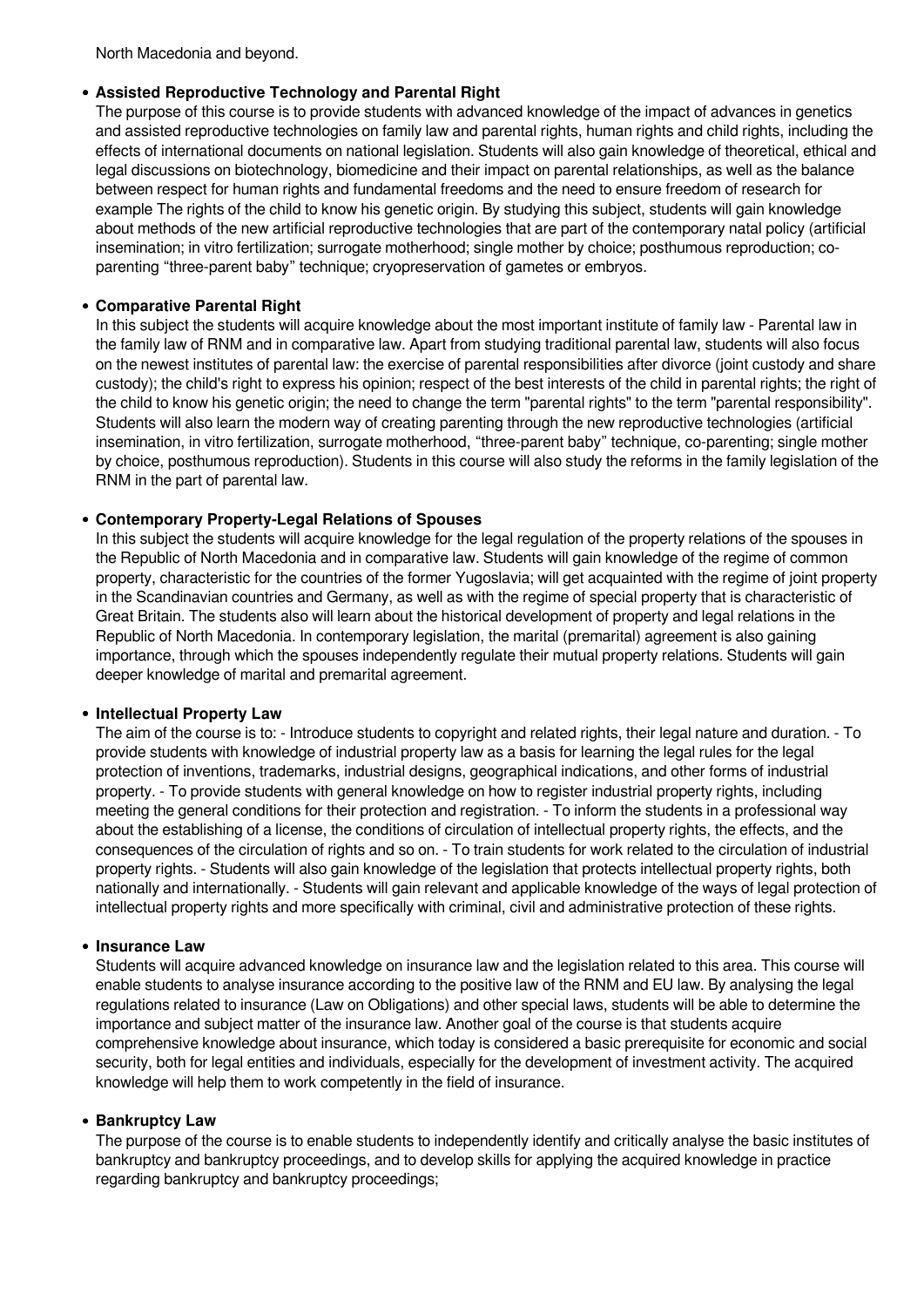North Macedonia and beyond.

- **Assisted Reproductive Technology and Parental Right**
  The purpose of this course is to provide students with advanced knowledge of the impact of advances in genetics and assisted reproductive technologies on family law and parental rights, human rights and child rights, including the effects of international documents on national legislation. Students will also gain knowledge of theoretical, ethical and legal discussions on biotechnology, biomedicine and their impact on parental relationships, as well as the balance between respect for human rights and fundamental freedoms and the need to ensure freedom of research for example The rights of the child to know his genetic origin. By studying this subject, students will gain knowledge about methods of the new artificial reproductive technologies that are part of the contemporary natal policy (artificial insemination; in vitro fertilization; surrogate motherhood; single mother by choice; posthumous reproduction; co-parenting “three-parent baby” technique; cryopreservation of gametes or embryos.

- **Comparative Parental Right**
  In this subject the students will acquire knowledge about the most important institute of family law - Parental law in the family law of RNM and in comparative law. Apart from studying traditional parental law, students will also focus on the newest institutes of parental law: the exercise of parental responsibilities after divorce (joint custody and share custody); the child's right to express his opinion; respect of the best interests of the child in parental rights; the right of the child to know his genetic origin; the need to change the term "parental rights" to the term "parental responsibility". Students will also learn the modern way of creating parenting through the new reproductive technologies (artificial insemination, in vitro fertilization, surrogate motherhood, “three-parent baby” technique, co-parenting; single mother by choice, posthumous reproduction). Students in this course will also study the reforms in the family legislation of the RNM in the part of parental law.

- **Contemporary Property-Legal Relations of Spouses**
  In this subject the students will acquire knowledge for the legal regulation of the property relations of the spouses in the Republic of North Macedonia and in comparative law. Students will gain knowledge of the regime of common property, characteristic for the countries of the former Yugoslavia; will get acquainted with the regime of joint property in the Scandinavian countries and Germany, as well as with the regime of special property that is characteristic of Great Britain. The students also will learn about the historical development of property and legal relations in the Republic of North Macedonia. In contemporary legislation, the marital (premarital) agreement is also gaining importance, through which the spouses independently regulate their mutual property relations. Students will gain deeper knowledge of marital and premarital agreement.

- **Intellectual Property Law**
  The aim of the course is to: - Introduce students to copyright and related rights, their legal nature and duration. - To provide students with knowledge of industrial property law as a basis for learning the legal rules for the legal protection of inventions, trademarks, industrial designs, geographical indications, and other forms of industrial property. - To provide students with general knowledge on how to register industrial property rights, including meeting the general conditions for their protection and registration. - To inform the students in a professional way about the establishing of a license, the conditions of circulation of intellectual property rights, the effects, and the consequences of the circulation of rights and so on. - To train students for work related to the circulation of industrial property rights. - Students will also gain knowledge of the legislation that protects intellectual property rights, both nationally and internationally. - Students will gain relevant and applicable knowledge of the ways of legal protection of intellectual property rights and more specifically with criminal, civil and administrative protection of these rights.

- **Insurance Law**
  Students will acquire advanced knowledge on insurance law and the legislation related to this area. This course will enable students to analyse insurance according to the positive law of the RNM and EU law. By analysing the legal regulations related to insurance (Law on Obligations) and other special laws, students will be able to determine the importance and subject matter of the insurance law. Another goal of the course is that students acquire comprehensive knowledge about insurance, which today is considered a basic prerequisite for economic and social security, both for legal entities and individuals, especially for the development of investment activity. The acquired knowledge will help them to work competently in the field of insurance.

- **Bankruptcy Law**
  The purpose of the course is to enable students to independently identify and critically analyse the basic institutes of bankruptcy and bankruptcy proceedings, and to develop skills for applying the acquired knowledge in practice regarding bankruptcy and bankruptcy proceedings;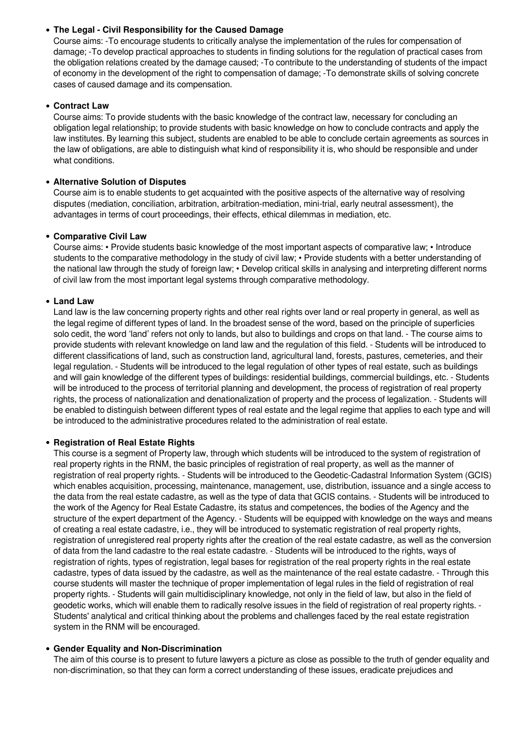- **The Legal - Civil Responsibility for the Caused Damage**
  Course aims: -To encourage students to critically analyse the implementation of the rules for compensation of damage; -To develop practical approaches to students in finding solutions for the regulation of practical cases from the obligation relations created by the damage caused; -To contribute to the understanding of students of the impact of economy in the development of the right to compensation of damage; -To demonstrate skills of solving concrete cases of caused damage and its compensation.

- **Contract Law**
  Course aims: To provide students with the basic knowledge of the contract law, necessary for concluding an obligation legal relationship; to provide students with basic knowledge on how to conclude contracts and apply the law institutes. By learning this subject, students are enabled to be able to conclude certain agreements as sources in the law of obligations, are able to distinguish what kind of responsibility it is, who should be responsible and under what conditions.

- **Alternative Solution of Disputes**
  Course aim is to enable students to get acquainted with the positive aspects of the alternative way of resolving disputes (mediation, conciliation, arbitration, arbitration-mediation, mini-trial, early neutral assessment), the advantages in terms of court proceedings, their effects, ethical dilemmas in mediation, etc.

- **Comparative Civil Law**
  Course aims: • Provide students basic knowledge of the most important aspects of comparative law; • Introduce students to the comparative methodology in the study of civil law; • Provide students with a better understanding of the national law through the study of foreign law; • Develop critical skills in analysing and interpreting different norms of civil law from the most important legal systems through comparative methodology.

- **Land Law**
  Land law is the law concerning property rights and other real rights over land or real property in general, as well as the legal regime of different types of land. In the broadest sense of the word, based on the principle of superficies solo cedit, the word 'land' refers not only to lands, but also to buildings and crops on that land. - The course aims to provide students with relevant knowledge on land law and the regulation of this field. - Students will be introduced to different classifications of land, such as construction land, agricultural land, forests, pastures, cemeteries, and their legal regulation. - Students will be introduced to the legal regulation of other types of real estate, such as buildings and will gain knowledge of the different types of buildings: residential buildings, commercial buildings, etc. - Students will be introduced to the process of territorial planning and development, the process of registration of real property rights, the process of nationalization and denationalization of property and the process of legalization. - Students will be enabled to distinguish between different types of real estate and the legal regime that applies to each type and will be introduced to the administrative procedures related to the administration of real estate.

- **Registration of Real Estate Rights**
  This course is a segment of Property law, through which students will be introduced to the system of registration of real property rights in the RNM, the basic principles of registration of real property, as well as the manner of registration of real property rights. - Students will be introduced to the Geodetic-Cadastral Information System (GCIS) which enables acquisition, processing, maintenance, management, use, distribution, issuance and a single access to the data from the real estate cadastre, as well as the type of data that GCIS contains. - Students will be introduced to the work of the Agency for Real Estate Cadastre, its status and competences, the bodies of the Agency and the structure of the expert department of the Agency. - Students will be equipped with knowledge on the ways and means of creating a real estate cadastre, i.e., they will be introduced to systematic registration of real property rights, registration of unregistered real property rights after the creation of the real estate cadastre, as well as the conversion of data from the land cadastre to the real estate cadastre. - Students will be introduced to the rights, ways of registration of rights, types of registration, legal bases for registration of the real property rights in the real estate cadastre, types of data issued by the cadastre, as well as the maintenance of the real estate cadastre. - Through this course students will master the technique of proper implementation of legal rules in the field of registration of real property rights. - Students will gain multidisciplinary knowledge, not only in the field of law, but also in the field of geodetic works, which will enable them to radically resolve issues in the field of registration of real property rights. - Students' analytical and critical thinking about the problems and challenges faced by the real estate registration system in the RNM will be encouraged.

- **Gender Equality and Non-Discrimination**
  The aim of this course is to present to future lawyers a picture as close as possible to the truth of gender equality and non-discrimination, so that they can form a correct understanding of these issues, eradicate prejudices and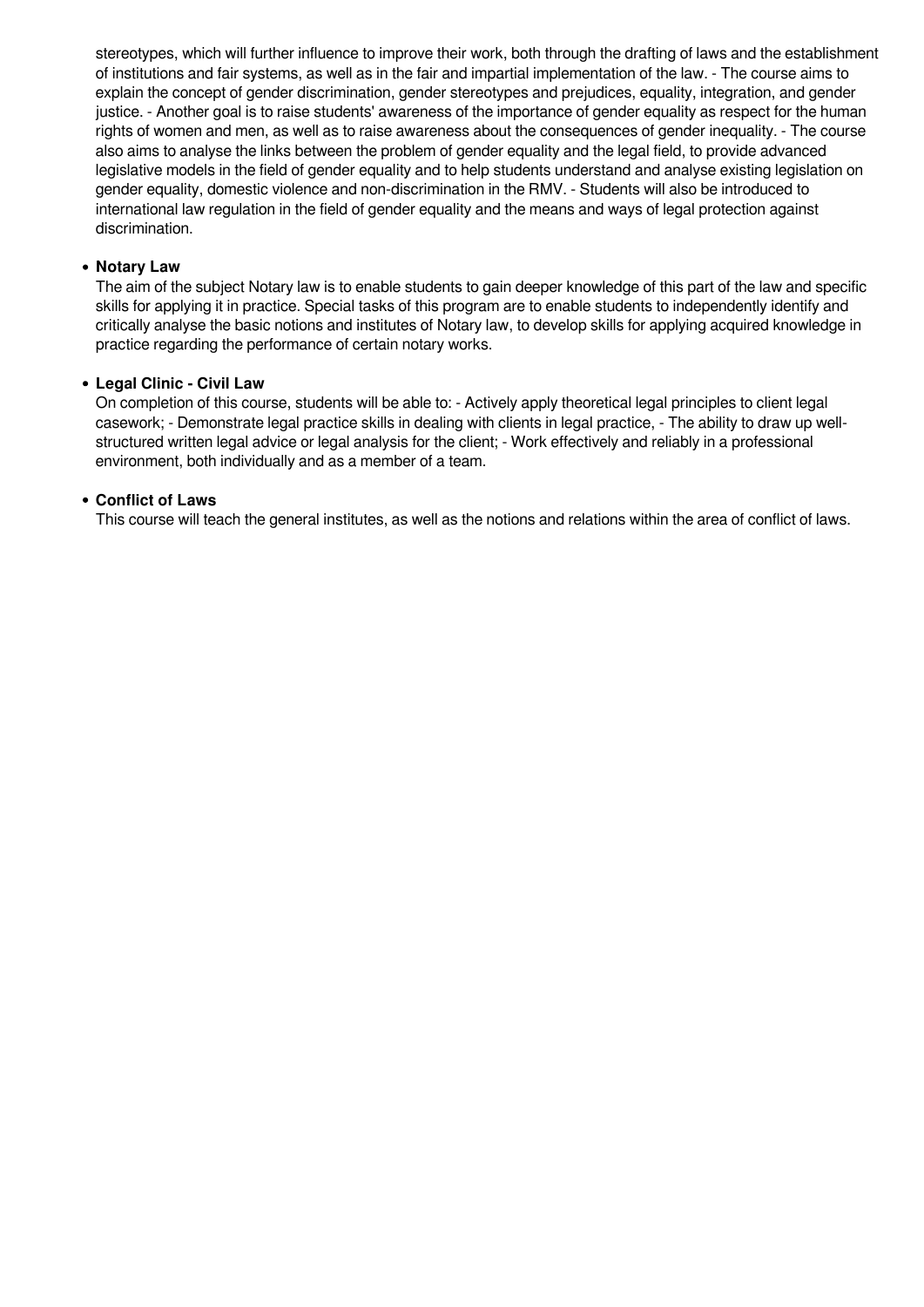stereotypes, which will further influence to improve their work, both through the drafting of laws and the establishment of institutions and fair systems, as well as in the fair and impartial implementation of the law. - The course aims to explain the concept of gender discrimination, gender stereotypes and prejudices, equality, integration, and gender justice. - Another goal is to raise students' awareness of the importance of gender equality as respect for the human rights of women and men, as well as to raise awareness about the consequences of gender inequality. - The course also aims to analyse the links between the problem of gender equality and the legal field, to provide advanced legislative models in the field of gender equality and to help students understand and analyse existing legislation on gender equality, domestic violence and non-discrimination in the RMV. - Students will also be introduced to international law regulation in the field of gender equality and the means and ways of legal protection against discrimination.

- **Notary Law**
  The aim of the subject Notary law is to enable students to gain deeper knowledge of this part of the law and specific skills for applying it in practice. Special tasks of this program are to enable students to independently identify and critically analyse the basic notions and institutes of Notary law, to develop skills for applying acquired knowledge in practice regarding the performance of certain notary works.

- **Legal Clinic - Civil Law**
  On completion of this course, students will be able to: - Actively apply theoretical legal principles to client legal casework; - Demonstrate legal practice skills in dealing with clients in legal practice, - The ability to draw up well-structured written legal advice or legal analysis for the client; - Work effectively and reliably in a professional environment, both individually and as a member of a team.

- **Conflict of Laws**
  This course will teach the general institutes, as well as the notions and relations within the area of conflict of laws.